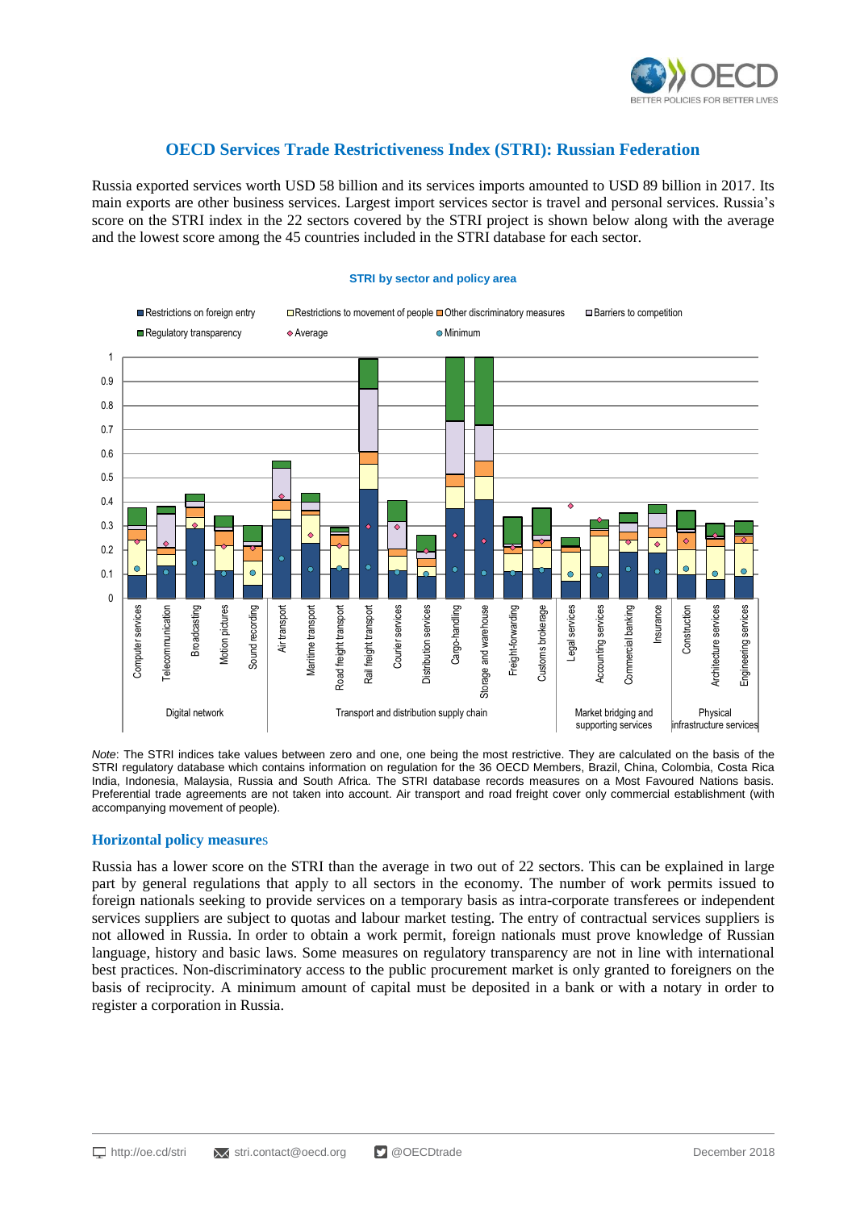# OECD Services Trade Restrictiveness Index (STRI): Russian Federation

Russia exported services worth USD 58 billion and its services imports amounted to USD 89 billion in 2017. Its main exports are other business services. Largest import services sector is travel and personal services. Russia's score on the STRI index in the 22 sectors covered by the STRI project is shown below along with the average and the lowest score among the 45 countries included in the STRI database for each sector.

**STRI by sector and policy area**

*Note*: The STRI indices take values between zero and one, one being the most restrictive. They are calculated on the basis of the STRI regulatory database which contains information on regulation for the 36 OECD Members, Brazil, China, Colombia, Costa Rica India, Indonesia, Malaysia, Russia and South Africa. The STRI database records measures on a Most Favoured Nations basis. Preferential trade agreements are not taken into account. Air transport and road freight cover only commercial establishment (with accompanying movement of people).

## Horizontal policy measures

Russia has a lower score on the STRI than the average in two out of 22 sectors. This can be explained in large part by general regulations that apply to all sectors in the economy. The number of work permits issued to foreign nationals seeking to provide services on a temporary basis as intra-corporate transferees or independent services suppliers are subject to quotas and labour market testing. The entry of contractual services suppliers is not allowed in Russia. In order to obtain a work permit, foreign nationals must prove knowledge of Russian language, history and basic laws. Some measures on regulatory transparency are not in line with international best practices. Non-discriminatory access to the public procurement market is only granted to foreigners on the basis of reciprocity. A minimum amount of capital must be deposited in a bank or with a notary in order to register a corporation in Russia.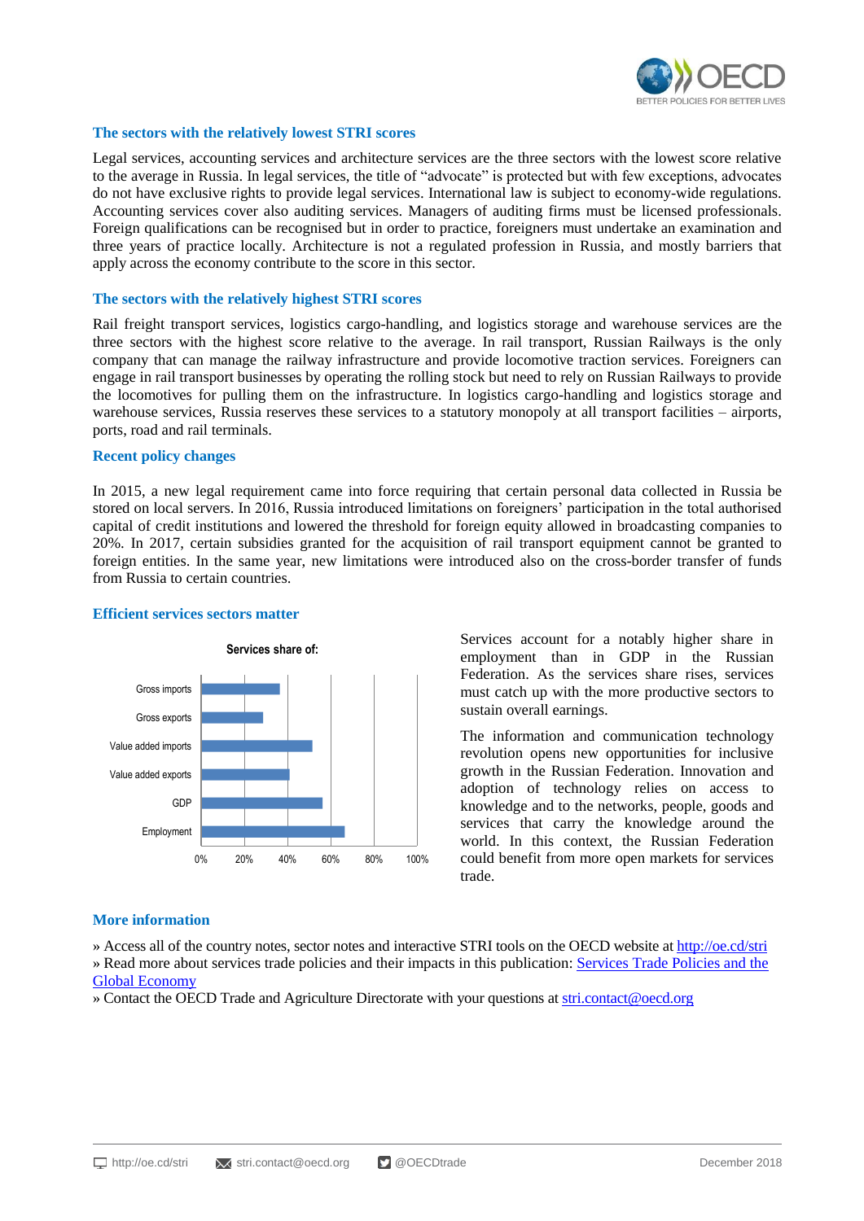### The sectors with the relatively lowest STRI scores

Legal services, accounting services and architecture services are the three sectors with the lowest score relative to the average in Russia. In legal services, the title of “advocate” is protected but with few exceptions, advocates do not have exclusive rights to provide legal services. International law is subject to economy-wide regulations. Accounting services cover also auditing services. Managers of auditing firms must be licensed professionals. Foreign qualifications can be recognised but in order to practice, foreigners must undertake an examination and three years of practice locally. Architecture is not a regulated profession in Russia, and mostly barriers that apply across the economy contribute to the score in this sector.

### The sectors with the relatively highest STRI scores

Rail freight transport services, logistics cargo-handling, and logistics storage and warehouse services are the three sectors with the highest score relative to the average. In rail transport, Russian Railways is the only company that can manage the railway infrastructure and provide locomotive traction services. Foreigners can engage in rail transport businesses by operating the rolling stock but need to rely on Russian Railways to provide the locomotives for pulling them on the infrastructure. In logistics cargo-handling and logistics storage and warehouse services, Russia reserves these services to a statutory monopoly at all transport facilities – airports, ports, road and rail terminals.

### Recent policy changes

In 2015, a new legal requirement came into force requiring that certain personal data collected in Russia be stored on local servers. In 2016, Russia introduced limitations on foreigners’ participation in the total authorised capital of credit institutions and lowered the threshold for foreign equity allowed in broadcasting companies to 20%. In 2017, certain subsidies granted for the acquisition of rail transport equipment cannot be granted to foreign entities. In the same year, new limitations were introduced also on the cross-border transfer of funds from Russia to certain countries.

### Efficient services sectors matter

Services share of:

Gross imports
Gross exports
Value added imports
Value added exports
GDP
Employment

0% 20% 40% 60% 80% 100%

Services account for a notably higher share in employment than in GDP in the Russian Federation. As the services share rises, services must catch up with the more productive sectors to sustain overall earnings.

The information and communication technology revolution opens new opportunities for inclusive growth in the Russian Federation. Innovation and adoption of technology relies on access to knowledge and to the networks, people, goods and services that carry the knowledge around the world. In this context, the Russian Federation could benefit from more open markets for services trade.

### More information

» Access all of the country notes, sector notes and interactive STRI tools on the OECD website at http://oe.cd/stri
» Read more about services trade policies and their impacts in this publication: Services Trade Policies and the Global Economy
» Contact the OECD Trade and Agriculture Directorate with your questions at stri.contact@oecd.org